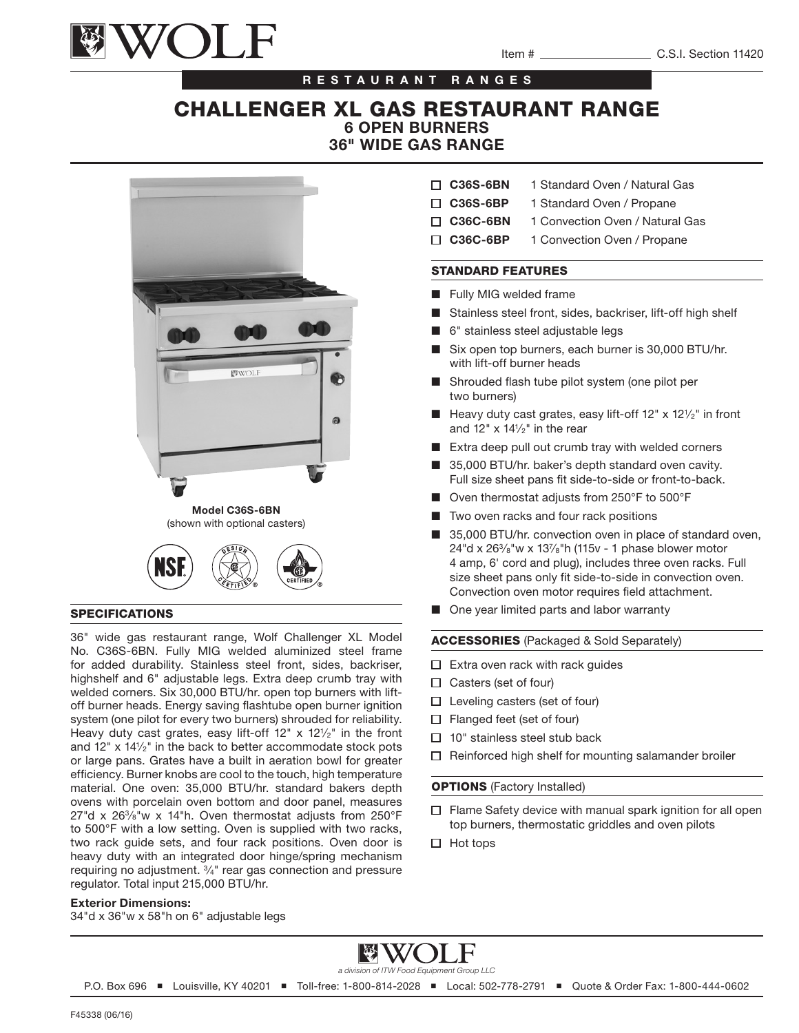Item # ______________ C.S.I. Section 11420

RESTAURANT RANGES

# CHALLENGER XL GAS RESTAURANT RANGE
## 6 OPEN BURNERS
## 36" WIDE GAS RANGE

**Model C36S-6BN**
(shown with optional casters)

- ☐ **C36S-6BN** 1 Standard Oven / Natural Gas
- ☐ **C36S-6BP** 1 Standard Oven / Propane
- ☐ **C36C-6BN** 1 Convection Oven / Natural Gas
- ☐ **C36C-6BP** 1 Convection Oven / Propane

### STANDARD FEATURES

- Fully MIG welded frame
- Stainless steel front, sides, backriser, lift-off high shelf
- 6" stainless steel adjustable legs
- Six open top burners, each burner is 30,000 BTU/hr. with lift-off burner heads
- Shrouded flash tube pilot system (one pilot per two burners)
- Heavy duty cast grates, easy lift-off 12" x 12½" in front and 12" x 14½" in the rear
- Extra deep pull out crumb tray with welded corners
- 35,000 BTU/hr. baker's depth standard oven cavity. Full size sheet pans fit side-to-side or front-to-back.
- Oven thermostat adjusts from 250°F to 500°F
- Two oven racks and four rack positions
- 35,000 BTU/hr. convection oven in place of standard oven, 24"d x 26⅜"w x 13⅞"h (115v - 1 phase blower motor 4 amp, 6' cord and plug), includes three oven racks. Full size sheet pans only fit side-to-side in convection oven. Convection oven motor requires field attachment.
- One year limited parts and labor warranty

### ACCESSORIES (Packaged & Sold Separately)

- ☐ Extra oven rack with rack guides
- ☐ Casters (set of four)
- ☐ Leveling casters (set of four)
- ☐ Flanged feet (set of four)
- ☐ 10" stainless steel stub back
- ☐ Reinforced high shelf for mounting salamander broiler

### OPTIONS (Factory Installed)

- ☐ Flame Safety device with manual spark ignition for all open top burners, thermostatic griddles and oven pilots
- ☐ Hot tops

### SPECIFICATIONS

36" wide gas restaurant range, Wolf Challenger XL Model No. C36S-6BN. Fully MIG welded aluminized steel frame for added durability. Stainless steel front, sides, backriser, highshelf and 6" adjustable legs. Extra deep crumb tray with welded corners. Six 30,000 BTU/hr. open top burners with lift-off burner heads. Energy saving flashtube open burner ignition system (one pilot for every two burners) shrouded for reliability. Heavy duty cast grates, easy lift-off 12" x 12½" in the front and 12" x 14½" in the back to better accommodate stock pots or large pans. Grates have a built in aeration bowl for greater efficiency. Burner knobs are cool to the touch, high temperature material. One oven: 35,000 BTU/hr. standard bakers depth ovens with porcelain oven bottom and door panel, measures 27"d x 26⅜"w x 14"h. Oven thermostat adjusts from 250°F to 500°F with a low setting. Oven is supplied with two racks, two rack guide sets, and four rack positions. Oven door is heavy duty with an integrated door hinge/spring mechanism requiring no adjustment. ¾" rear gas connection and pressure regulator. Total input 215,000 BTU/hr.

**Exterior Dimensions:**
34"d x 36"w x 58"h on 6" adjustable legs

WOLF
*a division of ITW Food Equipment Group LLC*

P.O. Box 696 ■ Louisville, KY 40201 ■ Toll-free: 1-800-814-2028 ■ Local: 502-778-2791 ■ Quote & Order Fax: 1-800-444-0602

F45338 (06/16)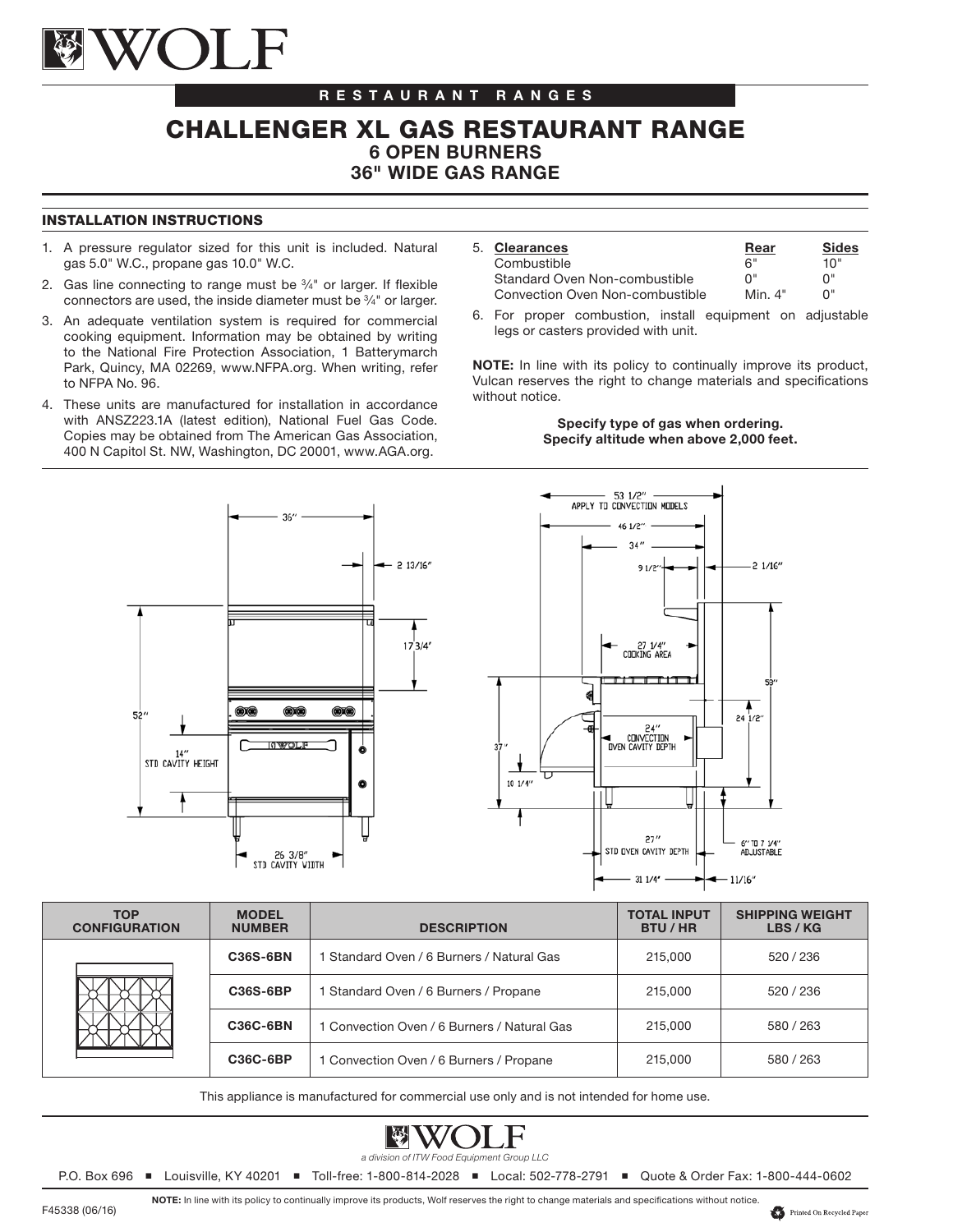# WOLF

RESTAURANT RANGES

## CHALLENGER XL GAS RESTAURANT RANGE
### 6 OPEN BURNERS
### 36" WIDE GAS RANGE

### INSTALLATION INSTRUCTIONS

1. A pressure regulator sized for this unit is included. Natural gas 5.0" W.C., propane gas 10.0" W.C.
2. Gas line connecting to range must be ¾" or larger. If flexible connectors are used, the inside diameter must be ¾" or larger.
3. An adequate ventilation system is required for commercial cooking equipment. Information may be obtained by writing to the National Fire Protection Association, 1 Batterymarch Park, Quincy, MA 02269, www.NFPA.org. When writing, refer to NFPA No. 96.
4. These units are manufactured for installation in accordance with ANSZ223.1A (latest edition), National Fuel Gas Code. Copies may be obtained from The American Gas Association, 400 N Capitol St. NW, Washington, DC 20001, www.AGA.org.
5. **Clearances**

| | Rear | Sides |
|---|---|---|
| Combustible | 6" | 10" |
| Standard Oven Non-combustible | 0" | 0" |
| Convection Oven Non-combustible | Min. 4" | 0" |

6. For proper combustion, install equipment on adjustable legs or casters provided with unit.

**NOTE:** In line with its policy to continually improve its product, Vulcan reserves the right to change materials and specifications without notice.

**Specify type of gas when ordering.**
**Specify altitude when above 2,000 feet.**

36"
2 13/16"
17 3/4"
52"
14" STD CAVITY HEIGHT
25 3/8" STD CAVITY WIDTH

53 1/2" APPLY TO CONVECTION MODELS
46 1/2"
34"
9 1/2"
2 1/16"
27 1/4" COOKING AREA
59"
24 1/2"
24" CONVECTION OVEN CAVITY DEPTH
37"
10 1/4"
27" STD OVEN CAVITY DEPTH
6" TO 7 1/4" ADJUSTABLE
31 1/4"
11/16"

| TOP CONFIGURATION | MODEL NUMBER | DESCRIPTION | TOTAL INPUT BTU / HR | SHIPPING WEIGHT LBS / KG |
|---|---|---|---|---|
| | C36S-6BN | 1 Standard Oven / 6 Burners / Natural Gas | 215,000 | 520 / 236 |
| | C36S-6BP | 1 Standard Oven / 6 Burners / Propane | 215,000 | 520 / 236 |
| | C36C-6BN | 1 Convection Oven / 6 Burners / Natural Gas | 215,000 | 580 / 263 |
| | C36C-6BP | 1 Convection Oven / 6 Burners / Propane | 215,000 | 580 / 263 |

This appliance is manufactured for commercial use only and is not intended for home use.

WOLF
*a division of ITW Food Equipment Group LLC*

P.O. Box 696 ■ Louisville, KY 40201 ■ Toll-free: 1-800-814-2028 ■ Local: 502-778-2791 ■ Quote & Order Fax: 1-800-444-0602

**NOTE:** In line with its policy to continually improve its products, Wolf reserves the right to change materials and specifications without notice.

F45338 (06/16)

Printed On Recycled Paper